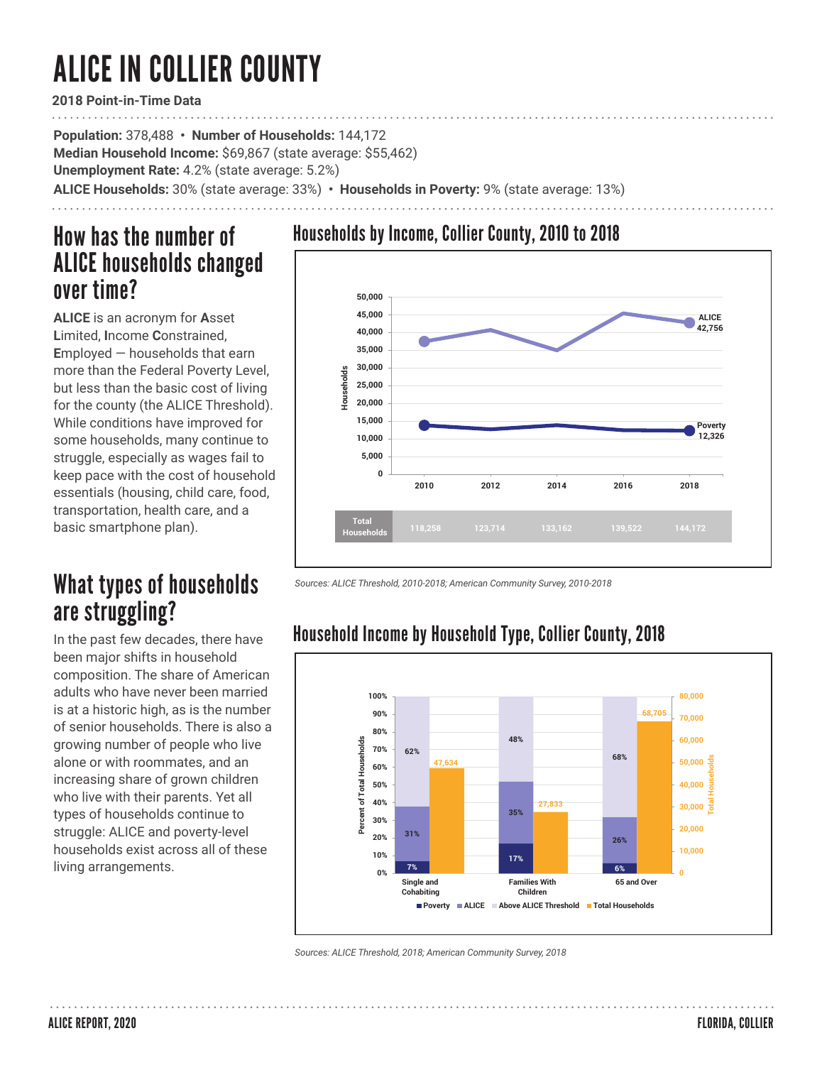# ALICE IN COLLIER COUNTY

**2018 Point-in-Time Data**

**Population:** 378,488 • **Number of Households:** 144,172
**Median Household Income:** $69,867 (state average: $55,462)
**Unemployment Rate:** 4.2% (state average: 5.2%)
**ALICE Households:** 30% (state average: 33%) • **Households in Poverty:** 9% (state average: 13%)

## How has the number of ALICE households changed over time?

**ALICE** is an acronym for **A**sset **L**imited, **I**ncome **C**onstrained, **E**mployed — households that earn more than the Federal Poverty Level, but less than the basic cost of living for the county (the ALICE Threshold). While conditions have improved for some households, many continue to struggle, especially as wages fail to keep pace with the cost of household essentials (housing, child care, food, transportation, health care, and a basic smartphone plan).

### Households by Income, Collier County, 2010 to 2018

| | 2010 | 2012 | 2014 | 2016 | 2018 |
|---|---|---|---|---|---|
| ALICE | | | | | 42,756 |
| Poverty | | | | | 12,326 |
| Total Households | 118,258 | 123,714 | 133,162 | 139,522 | 144,172 |

*Sources: ALICE Threshold, 2010-2018; American Community Survey, 2010-2018*

## What types of households are struggling?

In the past few decades, there have been major shifts in household composition. The share of American adults who have never been married is at a historic high, as is the number of senior households. There is also a growing number of people who live alone or with roommates, and an increasing share of grown children who live with their parents. Yet all types of households continue to struggle: ALICE and poverty-level households exist across all of these living arrangements.

### Household Income by Household Type, Collier County, 2018

| | Poverty | ALICE | Above ALICE Threshold | Total Households |
|---|---|---|---|---|
| Single and Cohabiting | 7% | 31% | 62% | 47,634 |
| Families With Children | 17% | 35% | 48% | 27,833 |
| 65 and Over | 6% | 26% | 68% | 68,705 |

*Sources: ALICE Threshold, 2018; American Community Survey, 2018*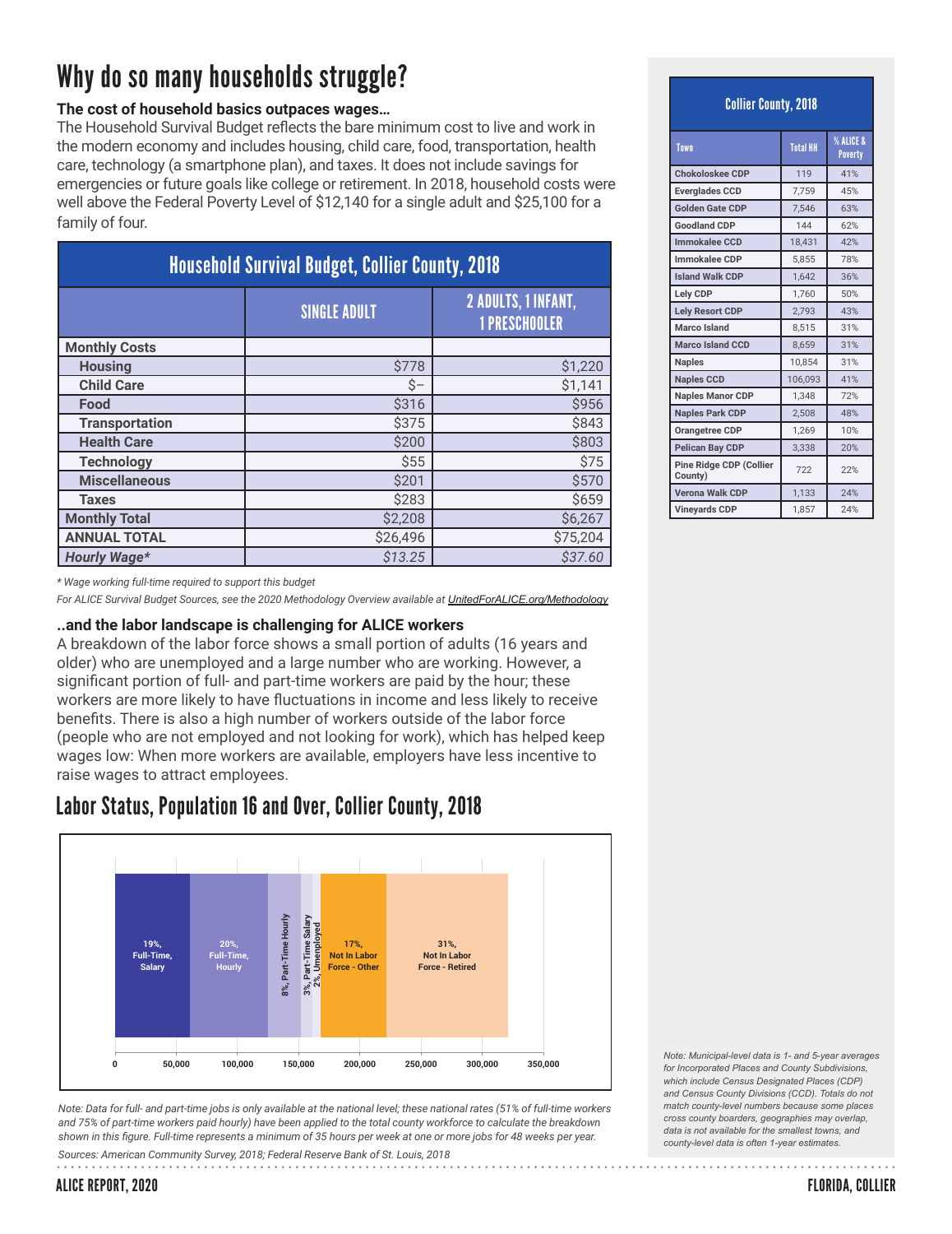# Why do so many households struggle?

**The cost of household basics outpaces wages…**

The Household Survival Budget reflects the bare minimum cost to live and work in the modern economy and includes housing, child care, food, transportation, health care, technology (a smartphone plan), and taxes. It does not include savings for emergencies or future goals like college or retirement. In 2018, household costs were well above the Federal Poverty Level of $12,140 for a single adult and $25,100 for a family of four.

| Household Survival Budget, Collier County, 2018 | SINGLE ADULT | 2 ADULTS, 1 INFANT, 1 PRESCHOOLER |
|---|---|---|
| **Monthly Costs** | | |
| **Housing** | $778 | $1,220 |
| **Child Care** | $– | $1,141 |
| **Food** | $316 | $956 |
| **Transportation** | $375 | $843 |
| **Health Care** | $200 | $803 |
| **Technology** | $55 | $75 |
| **Miscellaneous** | $201 | $570 |
| **Taxes** | $283 | $659 |
| **Monthly Total** | $2,208 | $6,267 |
| **ANNUAL TOTAL** | $26,496 | $75,204 |
| ***Hourly Wage**** | *$13.25* | *$37.60* |

*\* Wage working full-time required to support this budget*

*For ALICE Survival Budget Sources, see the 2020 Methodology Overview available at UnitedForALICE.org/Methodology*

**..and the labor landscape is challenging for ALICE workers**

A breakdown of the labor force shows a small portion of adults (16 years and older) who are unemployed and a large number who are working. However, a significant portion of full- and part-time workers are paid by the hour; these workers are more likely to have fluctuations in income and less likely to receive benefits. There is also a high number of workers outside of the labor force (people who are not employed and not looking for work), which has helped keep wages low: When more workers are available, employers have less incentive to raise wages to attract employees.

## Labor Status, Population 16 and Over, Collier County, 2018

- 19%, Full-Time, Salary
- 20%, Full-Time, Hourly
- 8%, Part-Time Hourly
- 3%, Part-Time Salary
- 2%, Unemployed
- 17%, Not In Labor Force - Other
- 31%, Not In Labor Force - Retired

*Note: Data for full- and part-time jobs is only available at the national level; these national rates (51% of full-time workers and 75% of part-time workers paid hourly) have been applied to the total county workforce to calculate the breakdown shown in this figure. Full-time represents a minimum of 35 hours per week at one or more jobs for 48 weeks per year.*

*Sources: American Community Survey, 2018; Federal Reserve Bank of St. Louis, 2018*

| Collier County, 2018 | | |
|---|---|---|
| **Town** | **Total HH** | **% ALICE & Poverty** |
| Chokoloskee CDP | 119 | 41% |
| Everglades CCD | 7,759 | 45% |
| Golden Gate CDP | 7,546 | 63% |
| Goodland CDP | 144 | 62% |
| Immokalee CCD | 18,431 | 42% |
| Immokalee CDP | 5,855 | 78% |
| Island Walk CDP | 1,642 | 36% |
| Lely CDP | 1,760 | 50% |
| Lely Resort CDP | 2,793 | 43% |
| Marco Island | 8,515 | 31% |
| Marco Island CCD | 8,659 | 31% |
| Naples | 10,854 | 31% |
| Naples CCD | 106,093 | 41% |
| Naples Manor CDP | 1,348 | 72% |
| Naples Park CDP | 2,508 | 48% |
| Orangetree CDP | 1,269 | 10% |
| Pelican Bay CDP | 3,338 | 20% |
| Pine Ridge CDP (Collier County) | 722 | 22% |
| Verona Walk CDP | 1,133 | 24% |
| Vineyards CDP | 1,857 | 24% |

*Note: Municipal-level data is 1- and 5-year averages for Incorporated Places and County Subdivisions, which include Census Designated Places (CDP) and Census County Divisions (CCD). Totals do not match county-level numbers because some places cross county boarders, geographies may overlap, data is not available for the smallest towns, and county-level data is often 1-year estimates.*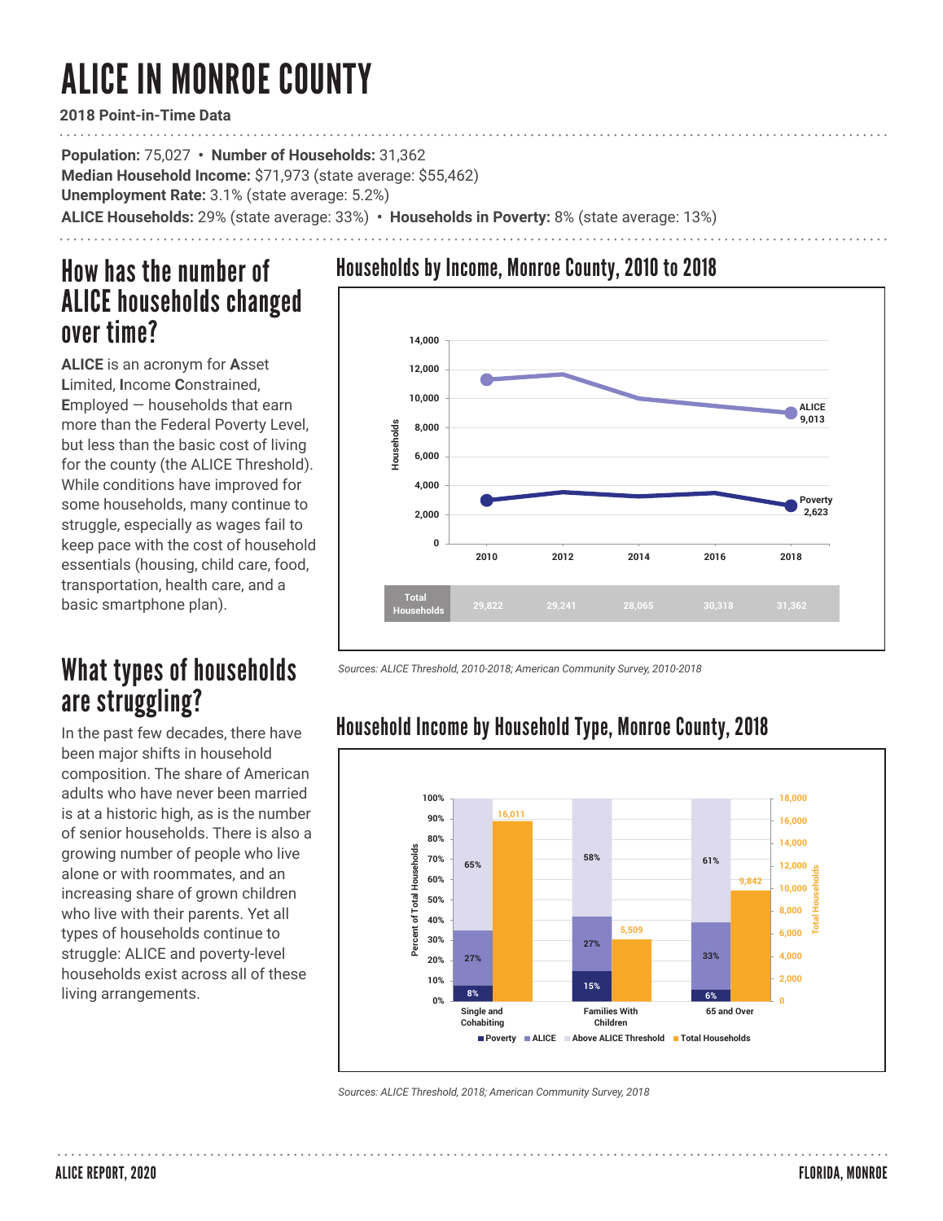# ALICE IN MONROE COUNTY

**2018 Point-in-Time Data**

**Population:** 75,027 • **Number of Households:** 31,362
**Median Household Income:** $71,973 (state average: $55,462)
**Unemployment Rate:** 3.1% (state average: 5.2%)
**ALICE Households:** 29% (state average: 33%) • **Households in Poverty:** 8% (state average: 13%)

## How has the number of ALICE households changed over time?

**ALICE** is an acronym for **A**sset **L**imited, **I**ncome **C**onstrained, **E**mployed — households that earn more than the Federal Poverty Level, but less than the basic cost of living for the county (the ALICE Threshold). While conditions have improved for some households, many continue to struggle, especially as wages fail to keep pace with the cost of household essentials (housing, child care, food, transportation, health care, and a basic smartphone plan).

## Households by Income, Monroe County, 2010 to 2018

| | 2010 | 2012 | 2014 | 2016 | 2018 |
|---|---|---|---|---|---|
| Total Households | 29,822 | 29,241 | 28,065 | 30,318 | 31,362 |

ALICE: 9,013 (2018); Poverty: 2,623 (2018)

*Sources: ALICE Threshold, 2010-2018; American Community Survey, 2010-2018*

## What types of households are struggling?

In the past few decades, there have been major shifts in household composition. The share of American adults who have never been married is at a historic high, as is the number of senior households. There is also a growing number of people who live alone or with roommates, and an increasing share of grown children who live with their parents. Yet all types of households continue to struggle: ALICE and poverty-level households exist across all of these living arrangements.

## Household Income by Household Type, Monroe County, 2018

| Household Type | Poverty | ALICE | Above ALICE Threshold | Total Households |
|---|---|---|---|---|
| Single and Cohabiting | 8% | 27% | 65% | 16,011 |
| Families With Children | 15% | 27% | 58% | 5,509 |
| 65 and Over | 6% | 33% | 61% | 9,842 |

*Sources: ALICE Threshold, 2018; American Community Survey, 2018*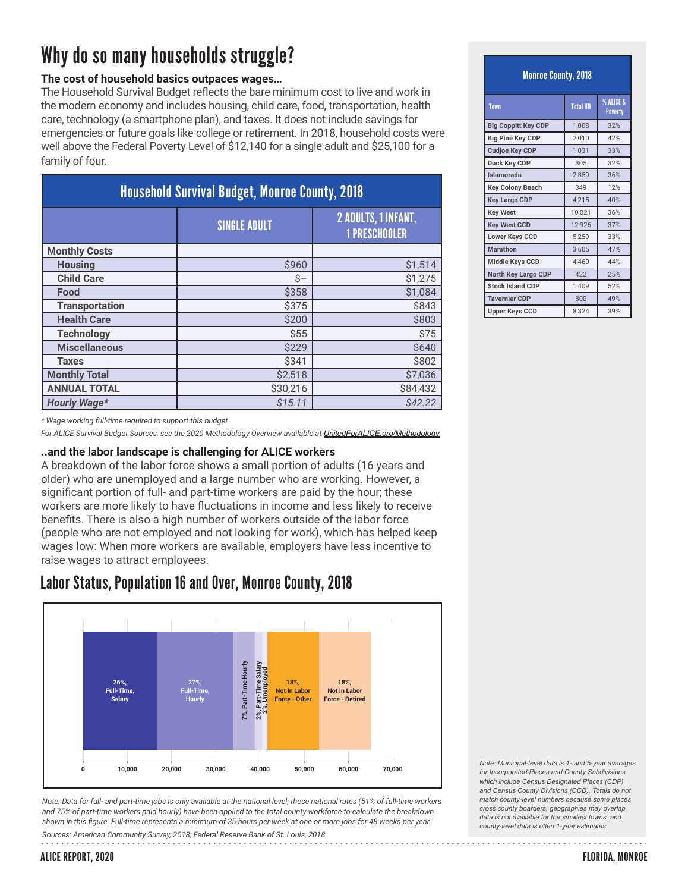# Why do so many households struggle?

**The cost of household basics outpaces wages…**

The Household Survival Budget reflects the bare minimum cost to live and work in the modern economy and includes housing, child care, food, transportation, health care, technology (a smartphone plan), and taxes. It does not include savings for emergencies or future goals like college or retirement. In 2018, household costs were well above the Federal Poverty Level of $12,140 for a single adult and $25,100 for a family of four.

| Household Survival Budget, Monroe County, 2018 | SINGLE ADULT | 2 ADULTS, 1 INFANT, 1 PRESCHOOLER |
|---|---|---|
| **Monthly Costs** | | |
| **Housing** | $960 | $1,514 |
| **Child Care** | $– | $1,275 |
| **Food** | $358 | $1,084 |
| **Transportation** | $375 | $843 |
| **Health Care** | $200 | $803 |
| **Technology** | $55 | $75 |
| **Miscellaneous** | $229 | $640 |
| **Taxes** | $341 | $802 |
| **Monthly Total** | $2,518 | $7,036 |
| **ANNUAL TOTAL** | $30,216 | $84,432 |
| ***Hourly Wage**** | *$15.11* | *$42.22* |

*\* Wage working full-time required to support this budget*

*For ALICE Survival Budget Sources, see the 2020 Methodology Overview available at UnitedForALICE.org/Methodology*

**..and the labor landscape is challenging for ALICE workers**

A breakdown of the labor force shows a small portion of adults (16 years and older) who are unemployed and a large number who are working. However, a significant portion of full- and part-time workers are paid by the hour; these workers are more likely to have fluctuations in income and less likely to receive benefits. There is also a high number of workers outside of the labor force (people who are not employed and not looking for work), which has helped keep wages low: When more workers are available, employers have less incentive to raise wages to attract employees.

## Labor Status, Population 16 and Over, Monroe County, 2018

26%, Full-Time, Salary
27%, Full-Time, Hourly
7%, Part-Time Hourly
2%, Part-Time Salary
2%, Unemployed
18%, Not In Labor Force - Other
18%, Not In Labor Force - Retired

0 10,000 20,000 30,000 40,000 50,000 60,000 70,000

*Note: Data for full- and part-time jobs is only available at the national level; these national rates (51% of full-time workers and 75% of part-time workers paid hourly) have been applied to the total county workforce to calculate the breakdown shown in this figure. Full-time represents a minimum of 35 hours per week at one or more jobs for 48 weeks per year.*

*Sources: American Community Survey, 2018; Federal Reserve Bank of St. Louis, 2018*

| Monroe County, 2018 | | |
|---|---|---|
| **Town** | **Total HH** | **% ALICE & Poverty** |
| Big Coppitt Key CDP | 1,008 | 32% |
| Big Pine Key CDP | 2,010 | 42% |
| Cudjoe Key CDP | 1,031 | 33% |
| Duck Key CDP | 305 | 32% |
| Islamorada | 2,859 | 36% |
| Key Colony Beach | 349 | 12% |
| Key Largo CDP | 4,215 | 40% |
| Key West | 10,021 | 36% |
| Key West CCD | 12,926 | 37% |
| Lower Keys CCD | 5,259 | 33% |
| Marathon | 3,605 | 47% |
| Middle Keys CCD | 4,460 | 44% |
| North Key Largo CDP | 422 | 25% |
| Stock Island CDP | 1,409 | 52% |
| Tavernier CDP | 800 | 49% |
| Upper Keys CCD | 8,324 | 39% |

*Note: Municipal-level data is 1- and 5-year averages for Incorporated Places and County Subdivisions, which include Census Designated Places (CDP) and Census County Divisions (CCD). Totals do not match county-level numbers because some places cross county boarders, geographies may overlap, data is not available for the smallest towns, and county-level data is often 1-year estimates.*